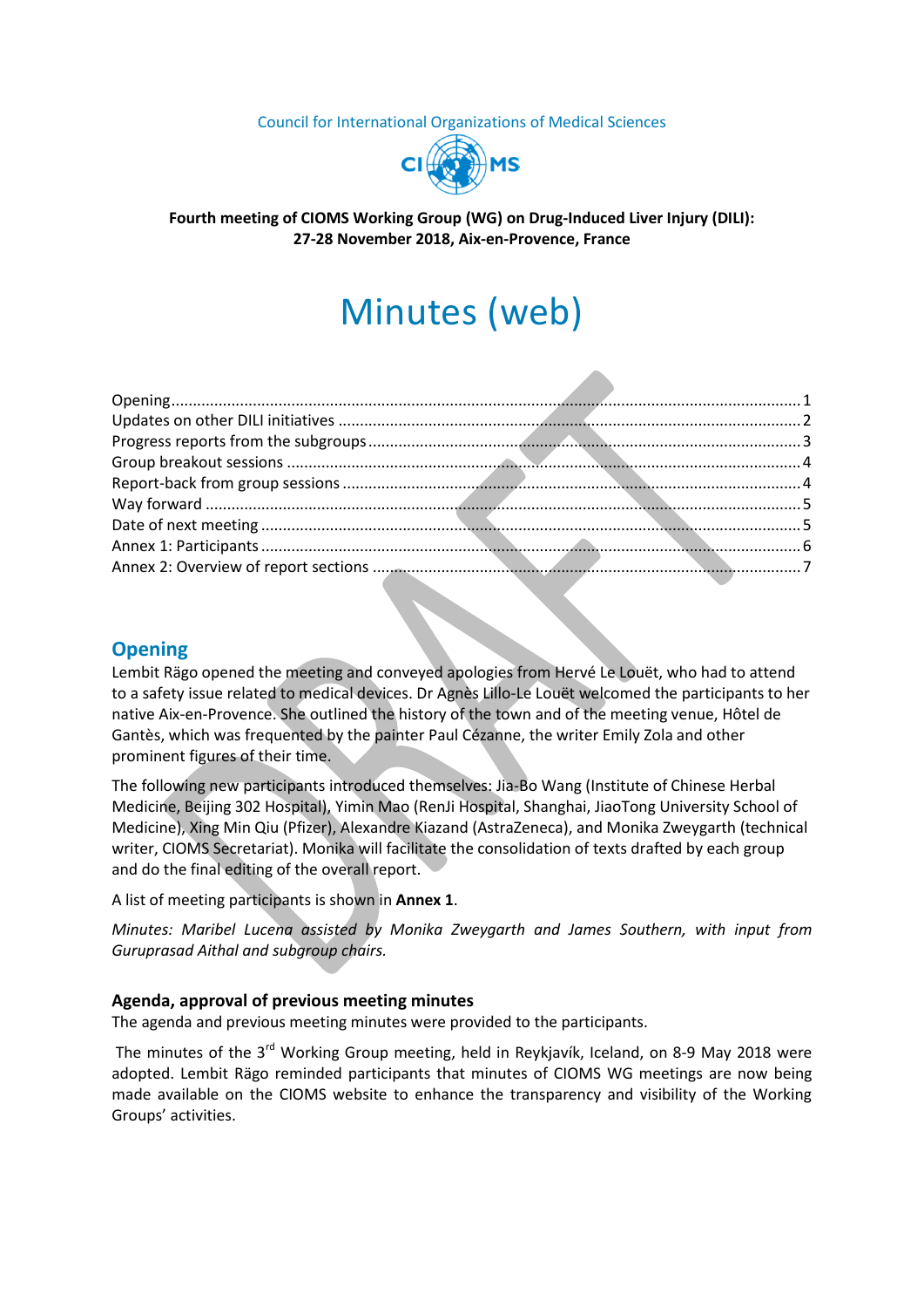Council for International Organizations of Medical Sciences

CIOMS

**Fourth meeting of CIOMS Working Group (WG) on Drug-Induced Liver Injury (DILI): 27-28 November 2018, Aix-en-Provence, France**

# Minutes (web)

| | |
|---|---|
| Opening | 1 |
| Updates on other DILI initiatives | 2 |
| Progress reports from the subgroups | 3 |
| Group breakout sessions | 4 |
| Report-back from group sessions | 4 |
| Way forward | 5 |
| Date of next meeting | 5 |
| Annex 1: Participants | 6 |
| Annex 2: Overview of report sections | 7 |

## Opening

Lembit Rägo opened the meeting and conveyed apologies from Hervé Le Louët, who had to attend to a safety issue related to medical devices. Dr Agnès Lillo-Le Louët welcomed the participants to her native Aix-en-Provence. She outlined the history of the town and of the meeting venue, Hôtel de Gantès, which was frequented by the painter Paul Cézanne, the writer Emily Zola and other prominent figures of their time.

The following new participants introduced themselves: Jia-Bo Wang (Institute of Chinese Herbal Medicine, Beijing 302 Hospital), Yimin Mao (RenJi Hospital, Shanghai, JiaoTong University School of Medicine), Xing Min Qiu (Pfizer), Alexandre Kiazand (AstraZeneca), and Monika Zweygarth (technical writer, CIOMS Secretariat). Monika will facilitate the consolidation of texts drafted by each group and do the final editing of the overall report.

A list of meeting participants is shown in **Annex 1**.

*Minutes: Maribel Lucena assisted by Monika Zweygarth and James Southern, with input from Guruprasad Aithal and subgroup chairs.*

### Agenda, approval of previous meeting minutes

The agenda and previous meeting minutes were provided to the participants.

The minutes of the 3rd Working Group meeting, held in Reykjavík, Iceland, on 8-9 May 2018 were adopted. Lembit Rägo reminded participants that minutes of CIOMS WG meetings are now being made available on the CIOMS website to enhance the transparency and visibility of the Working Groups' activities.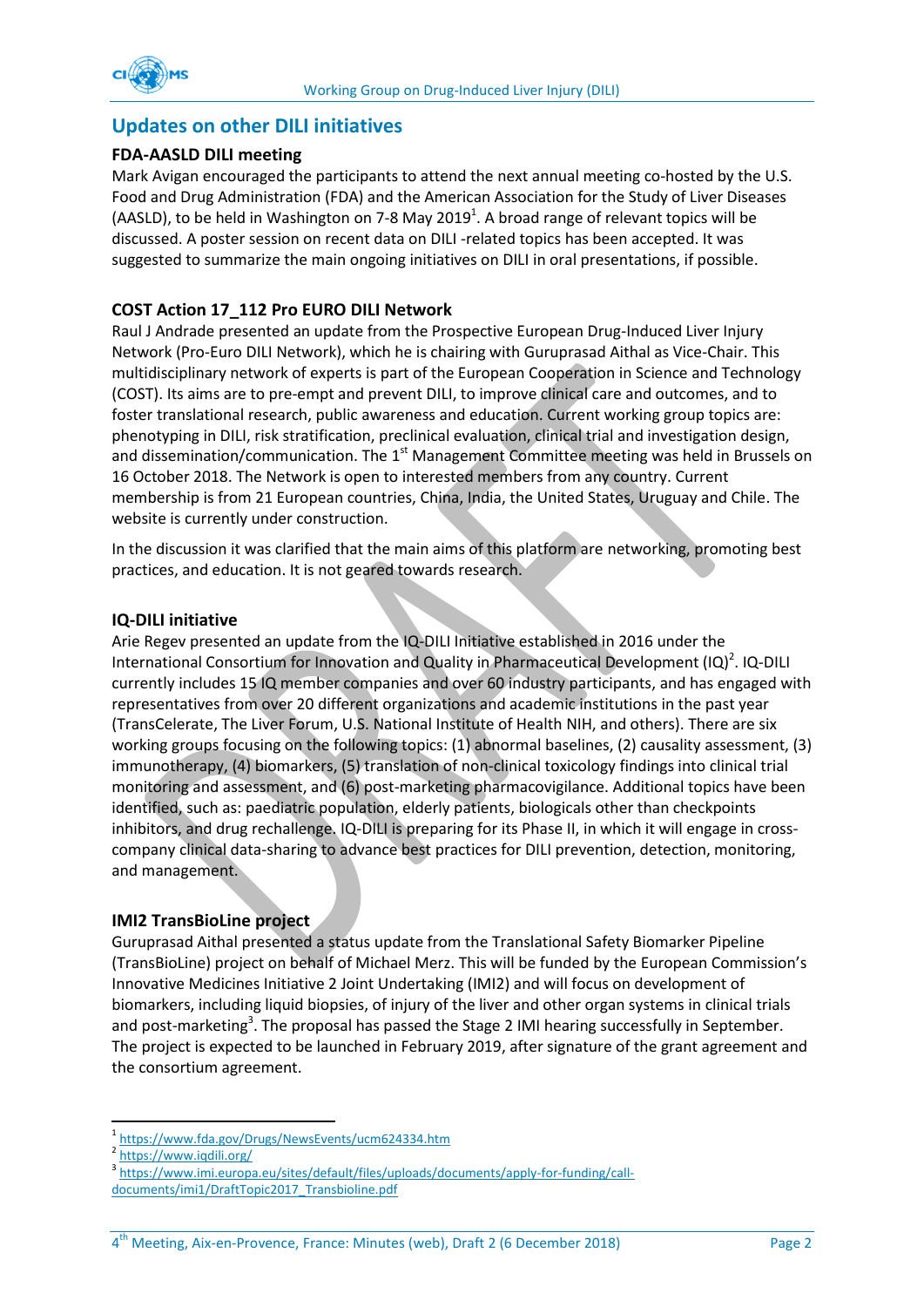## Updates on other DILI initiatives

### FDA-AASLD DILI meeting

Mark Avigan encouraged the participants to attend the next annual meeting co-hosted by the U.S. Food and Drug Administration (FDA) and the American Association for the Study of Liver Diseases (AASLD), to be held in Washington on 7-8 May 2019[1]. A broad range of relevant topics will be discussed. A poster session on recent data on DILI -related topics has been accepted. It was suggested to summarize the main ongoing initiatives on DILI in oral presentations, if possible.

### COST Action 17_112 Pro EURO DILI Network

Raul J Andrade presented an update from the Prospective European Drug-Induced Liver Injury Network (Pro-Euro DILI Network), which he is chairing with Guruprasad Aithal as Vice-Chair. This multidisciplinary network of experts is part of the European Cooperation in Science and Technology (COST). Its aims are to pre-empt and prevent DILI, to improve clinical care and outcomes, and to foster translational research, public awareness and education. Current working group topics are: phenotyping in DILI, risk stratification, preclinical evaluation, clinical trial and investigation design, and dissemination/communication. The 1st Management Committee meeting was held in Brussels on 16 October 2018. The Network is open to interested members from any country. Current membership is from 21 European countries, China, India, the United States, Uruguay and Chile. The website is currently under construction.

In the discussion it was clarified that the main aims of this platform are networking, promoting best practices, and education. It is not geared towards research.

### IQ-DILI initiative

Arie Regev presented an update from the IQ-DILI Initiative established in 2016 under the International Consortium for Innovation and Quality in Pharmaceutical Development (IQ)[2]. IQ-DILI currently includes 15 IQ member companies and over 60 industry participants, and has engaged with representatives from over 20 different organizations and academic institutions in the past year (TransCelerate, The Liver Forum, U.S. National Institute of Health NIH, and others). There are six working groups focusing on the following topics: (1) abnormal baselines, (2) causality assessment, (3) immunotherapy, (4) biomarkers, (5) translation of non-clinical toxicology findings into clinical trial monitoring and assessment, and (6) post-marketing pharmacovigilance. Additional topics have been identified, such as: paediatric population, elderly patients, biologicals other than checkpoints inhibitors, and drug rechallenge. IQ-DILI is preparing for its Phase II, in which it will engage in cross-company clinical data-sharing to advance best practices for DILI prevention, detection, monitoring, and management.

### IMI2 TransBioLine project

Guruprasad Aithal presented a status update from the Translational Safety Biomarker Pipeline (TransBioLine) project on behalf of Michael Merz. This will be funded by the European Commission's Innovative Medicines Initiative 2 Joint Undertaking (IMI2) and will focus on development of biomarkers, including liquid biopsies, of injury of the liver and other organ systems in clinical trials and post-marketing[3]. The proposal has passed the Stage 2 IMI hearing successfully in September. The project is expected to be launched in February 2019, after signature of the grant agreement and the consortium agreement.

---

[1] https://www.fda.gov/Drugs/NewsEvents/ucm624334.htm

[2] https://www.iqdili.org/

[3] https://www.imi.europa.eu/sites/default/files/uploads/documents/apply-for-funding/call-documents/imi1/DraftTopic2017_Transbioline.pdf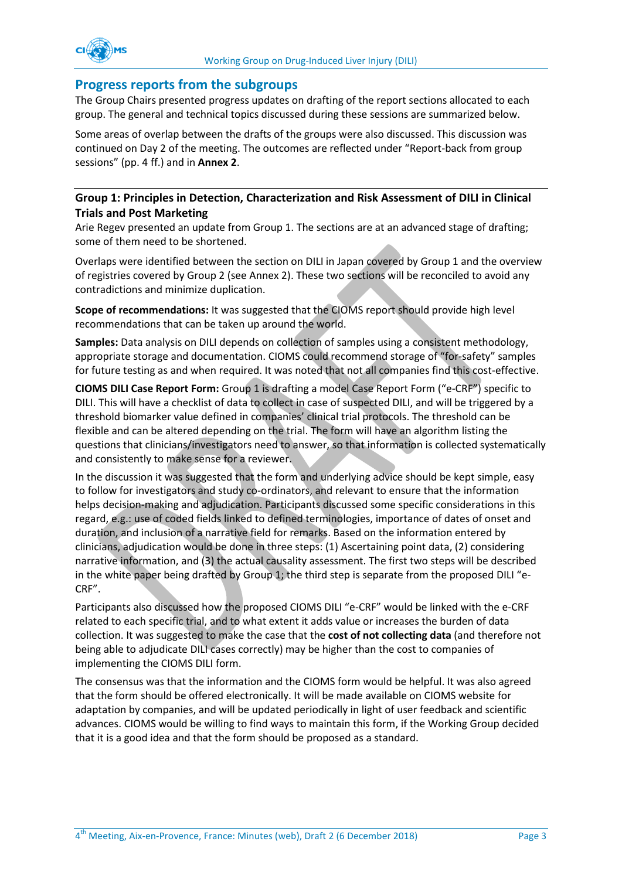## Progress reports from the subgroups

The Group Chairs presented progress updates on drafting of the report sections allocated to each group. The general and technical topics discussed during these sessions are summarized below.

Some areas of overlap between the drafts of the groups were also discussed. This discussion was continued on Day 2 of the meeting. The outcomes are reflected under "Report-back from group sessions" (pp. 4 ff.) and in **Annex 2**.

### Group 1: Principles in Detection, Characterization and Risk Assessment of DILI in Clinical Trials and Post Marketing

Arie Regev presented an update from Group 1. The sections are at an advanced stage of drafting; some of them need to be shortened.

Overlaps were identified between the section on DILI in Japan covered by Group 1 and the overview of registries covered by Group 2 (see Annex 2). These two sections will be reconciled to avoid any contradictions and minimize duplication.

**Scope of recommendations:** It was suggested that the CIOMS report should provide high level recommendations that can be taken up around the world.

**Samples:** Data analysis on DILI depends on collection of samples using a consistent methodology, appropriate storage and documentation. CIOMS could recommend storage of "for-safety" samples for future testing as and when required. It was noted that not all companies find this cost-effective.

**CIOMS DILI Case Report Form:** Group 1 is drafting a model Case Report Form ("e-CRF") specific to DILI. This will have a checklist of data to collect in case of suspected DILI, and will be triggered by a threshold biomarker value defined in companies' clinical trial protocols. The threshold can be flexible and can be altered depending on the trial. The form will have an algorithm listing the questions that clinicians/investigators need to answer, so that information is collected systematically and consistently to make sense for a reviewer.

In the discussion it was suggested that the form and underlying advice should be kept simple, easy to follow for investigators and study co-ordinators, and relevant to ensure that the information helps decision-making and adjudication. Participants discussed some specific considerations in this regard, e.g.: use of coded fields linked to defined terminologies, importance of dates of onset and duration, and inclusion of a narrative field for remarks. Based on the information entered by clinicians, adjudication would be done in three steps: (1) Ascertaining point data, (2) considering narrative information, and (3) the actual causality assessment. The first two steps will be described in the white paper being drafted by Group 1; the third step is separate from the proposed DILI "e-CRF".

Participants also discussed how the proposed CIOMS DILI "e-CRF" would be linked with the e-CRF related to each specific trial, and to what extent it adds value or increases the burden of data collection. It was suggested to make the case that the **cost of not collecting data** (and therefore not being able to adjudicate DILI cases correctly) may be higher than the cost to companies of implementing the CIOMS DILI form.

The consensus was that the information and the CIOMS form would be helpful. It was also agreed that the form should be offered electronically. It will be made available on CIOMS website for adaptation by companies, and will be updated periodically in light of user feedback and scientific advances. CIOMS would be willing to find ways to maintain this form, if the Working Group decided that it is a good idea and that the form should be proposed as a standard.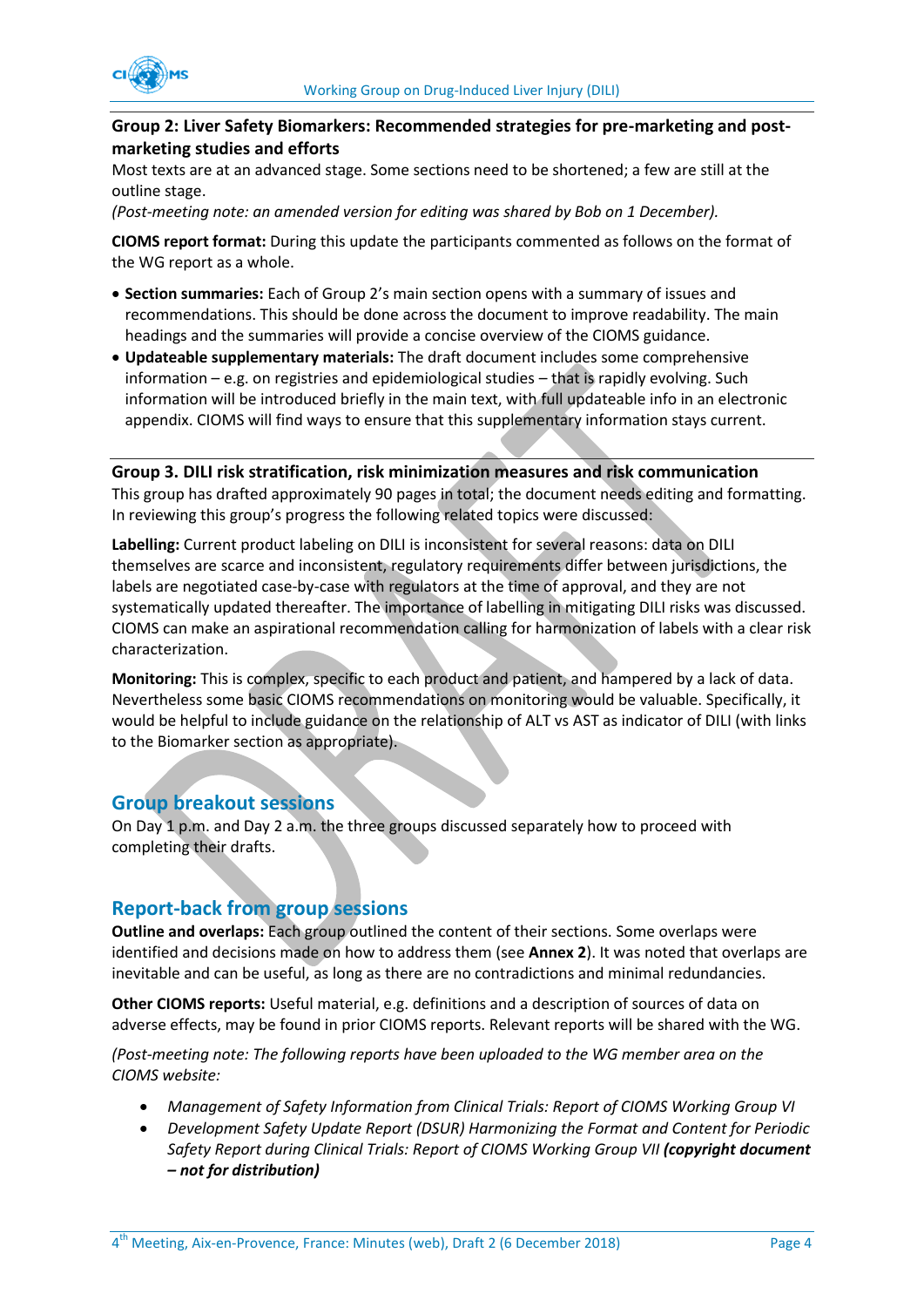**Group 2: Liver Safety Biomarkers: Recommended strategies for pre-marketing and post-marketing studies and efforts**

Most texts are at an advanced stage. Some sections need to be shortened; a few are still at the outline stage.

*(Post-meeting note: an amended version for editing was shared by Bob on 1 December).*

**CIOMS report format:** During this update the participants commented as follows on the format of the WG report as a whole.

- **Section summaries:** Each of Group 2's main section opens with a summary of issues and recommendations. This should be done across the document to improve readability. The main headings and the summaries will provide a concise overview of the CIOMS guidance.
- **Updateable supplementary materials:** The draft document includes some comprehensive information – e.g. on registries and epidemiological studies – that is rapidly evolving. Such information will be introduced briefly in the main text, with full updateable info in an electronic appendix. CIOMS will find ways to ensure that this supplementary information stays current.

---

**Group 3. DILI risk stratification, risk minimization measures and risk communication**

This group has drafted approximately 90 pages in total; the document needs editing and formatting. In reviewing this group's progress the following related topics were discussed:

**Labelling:** Current product labeling on DILI is inconsistent for several reasons: data on DILI themselves are scarce and inconsistent, regulatory requirements differ between jurisdictions, the labels are negotiated case-by-case with regulators at the time of approval, and they are not systematically updated thereafter. The importance of labelling in mitigating DILI risks was discussed. CIOMS can make an aspirational recommendation calling for harmonization of labels with a clear risk characterization.

**Monitoring:** This is complex, specific to each product and patient, and hampered by a lack of data. Nevertheless some basic CIOMS recommendations on monitoring would be valuable. Specifically, it would be helpful to include guidance on the relationship of ALT vs AST as indicator of DILI (with links to the Biomarker section as appropriate).

## Group breakout sessions

On Day 1 p.m. and Day 2 a.m. the three groups discussed separately how to proceed with completing their drafts.

## Report-back from group sessions

**Outline and overlaps:** Each group outlined the content of their sections. Some overlaps were identified and decisions made on how to address them (see **Annex 2**). It was noted that overlaps are inevitable and can be useful, as long as there are no contradictions and minimal redundancies.

**Other CIOMS reports:** Useful material, e.g. definitions and a description of sources of data on adverse effects, may be found in prior CIOMS reports. Relevant reports will be shared with the WG.

*(Post-meeting note: The following reports have been uploaded to the WG member area on the CIOMS website:*

- *Management of Safety Information from Clinical Trials: Report of CIOMS Working Group VI*
- *Development Safety Update Report (DSUR) Harmonizing the Format and Content for Periodic Safety Report during Clinical Trials: Report of CIOMS Working Group VII* ***(copyright document – not for distribution)***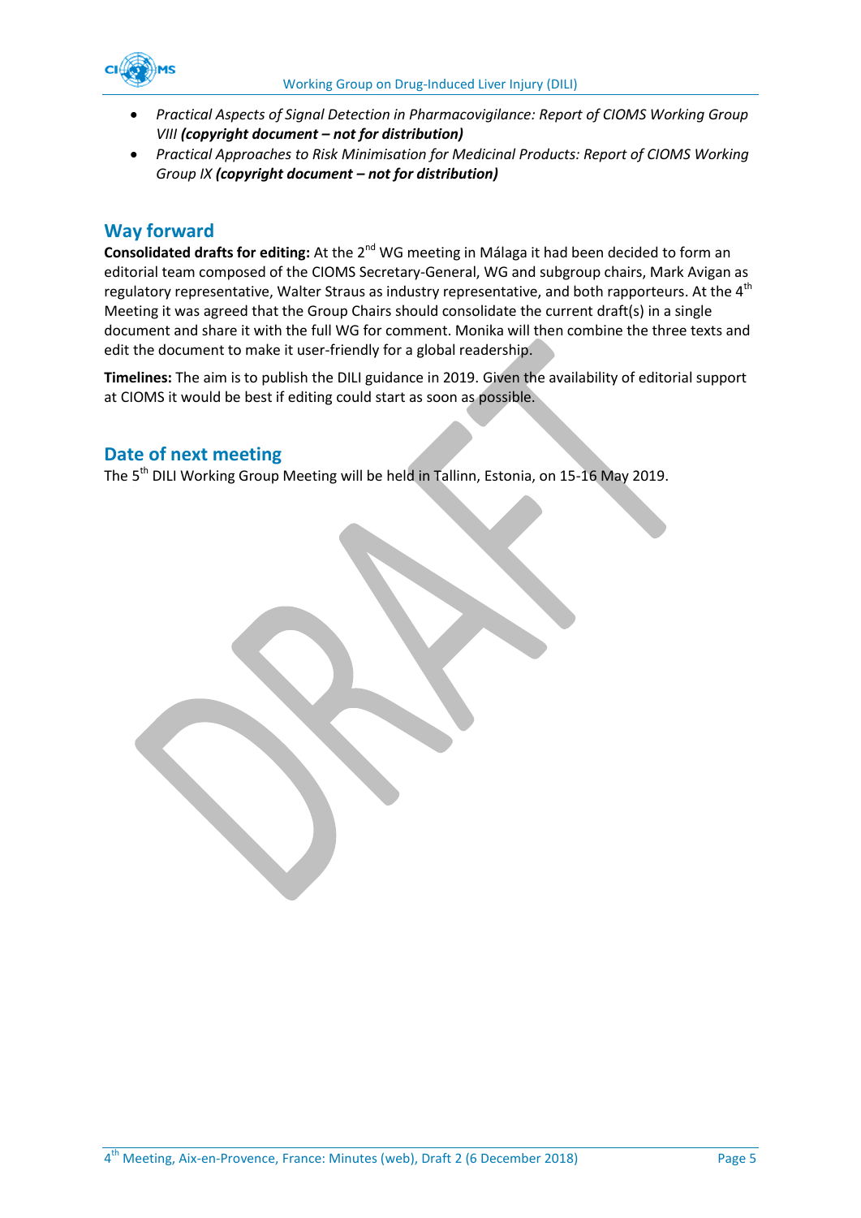- *Practical Aspects of Signal Detection in Pharmacovigilance: Report of CIOMS Working Group VIII* ***(copyright document – not for distribution)***
- *Practical Approaches to Risk Minimisation for Medicinal Products: Report of CIOMS Working Group IX* ***(copyright document – not for distribution)***

## Way forward

**Consolidated drafts for editing:** At the 2nd WG meeting in Málaga it had been decided to form an editorial team composed of the CIOMS Secretary-General, WG and subgroup chairs, Mark Avigan as regulatory representative, Walter Straus as industry representative, and both rapporteurs. At the 4th Meeting it was agreed that the Group Chairs should consolidate the current draft(s) in a single document and share it with the full WG for comment. Monika will then combine the three texts and edit the document to make it user-friendly for a global readership.

**Timelines:** The aim is to publish the DILI guidance in 2019. Given the availability of editorial support at CIOMS it would be best if editing could start as soon as possible.

## Date of next meeting

The 5th DILI Working Group Meeting will be held in Tallinn, Estonia, on 15-16 May 2019.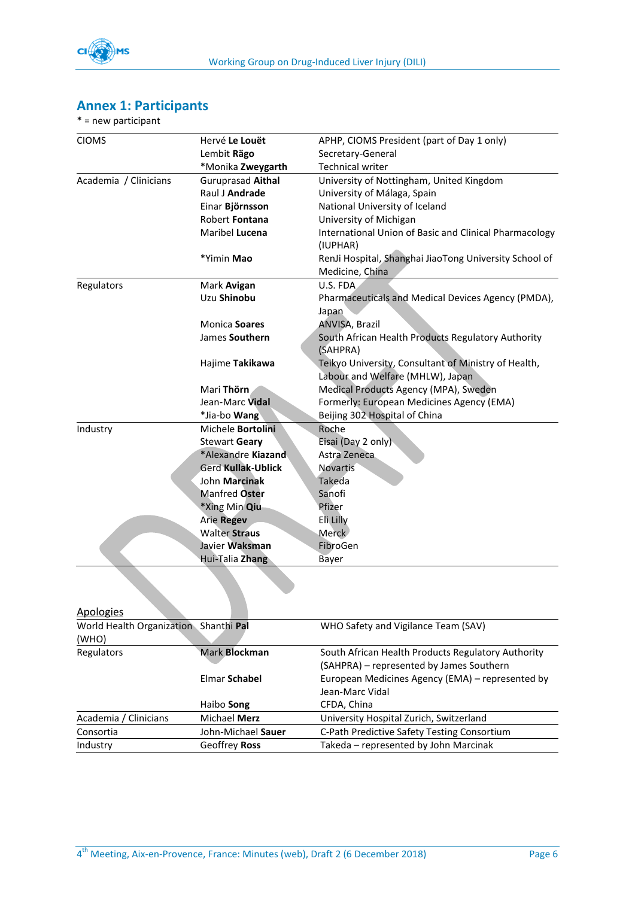## Annex 1: Participants

* = new participant

| | | |
|---|---|---|
| CIOMS | Hervé **Le Louët** | APHP, CIOMS President (part of Day 1 only) |
| | Lembit **Rägo** | Secretary-General |
| | *Monika **Zweygarth** | Technical writer |
| Academia / Clinicians | Guruprasad **Aithal** | University of Nottingham, United Kingdom |
| | Raul J **Andrade** | University of Málaga, Spain |
| | Einar **Björnsson** | National University of Iceland |
| | Robert **Fontana** | University of Michigan |
| | Maribel **Lucena** | International Union of Basic and Clinical Pharmacology (IUPHAR) |
| | *Yimin **Mao** | RenJi Hospital, Shanghai JiaoTong University School of Medicine, China |
| Regulators | Mark **Avigan** | U.S. FDA |
| | Uzu **Shinobu** | Pharmaceuticals and Medical Devices Agency (PMDA), Japan |
| | Monica **Soares** | ANVISA, Brazil |
| | James **Southern** | South African Health Products Regulatory Authority (SAHPRA) |
| | Hajime **Takikawa** | Teikyo University, Consultant of Ministry of Health, Labour and Welfare (MHLW), Japan |
| | Mari **Thörn** | Medical Products Agency (MPA), Sweden |
| | Jean-Marc **Vidal** | Formerly: European Medicines Agency (EMA) |
| | *Jia-bo **Wang** | Beijing 302 Hospital of China |
| Industry | Michele **Bortolini** | Roche |
| | Stewart **Geary** | Eisai (Day 2 only) |
| | *Alexandre **Kiazand** | Astra Zeneca |
| | Gerd **Kullak-Ublick** | Novartis |
| | John **Marcinak** | Takeda |
| | Manfred **Oster** | Sanofi |
| | *Xing Min **Qiu** | Pfizer |
| | Arie **Regev** | Eli Lilly |
| | Walter **Straus** | Merck |
| | Javier **Waksman** | FibroGen |
| | Hui-Talia **Zhang** | Bayer |

<u>Apologies</u>

| | | |
|---|---|---|
| World Health Organization (WHO) | Shanthi **Pal** | WHO Safety and Vigilance Team (SAV) |
| Regulators | Mark **Blockman** | South African Health Products Regulatory Authority (SAHPRA) – represented by James Southern |
| | Elmar **Schabel** | European Medicines Agency (EMA) – represented by Jean-Marc Vidal |
| | Haibo **Song** | CFDA, China |
| Academia / Clinicians | Michael **Merz** | University Hospital Zurich, Switzerland |
| Consortia | John-Michael **Sauer** | C-Path Predictive Safety Testing Consortium |
| Industry | Geoffrey **Ross** | Takeda – represented by John Marcinak |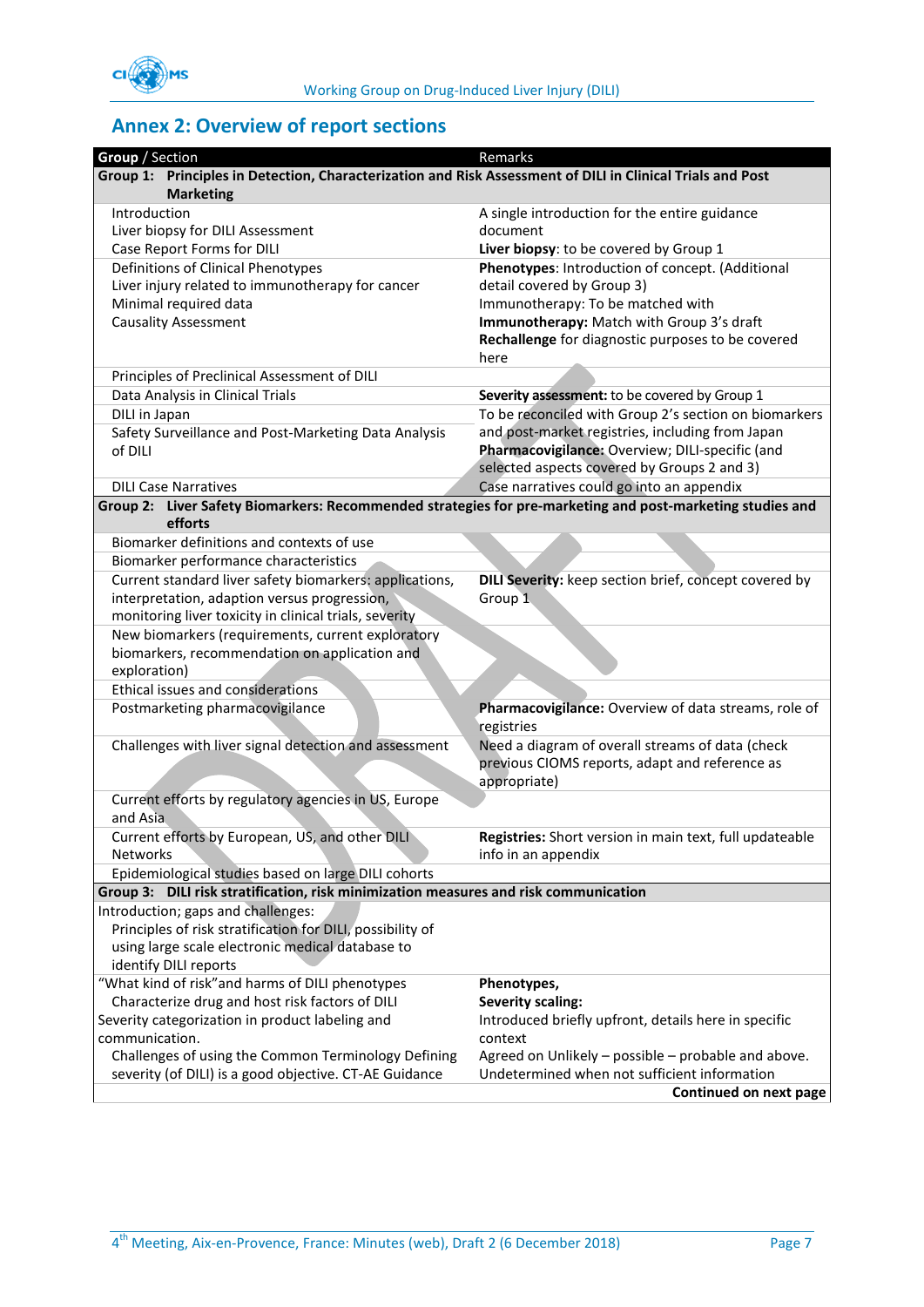## Annex 2: Overview of report sections

| **Group** / Section | Remarks |
|---|---|
| **Group 1: Principles in Detection, Characterization and Risk Assessment of DILI in Clinical Trials and Post Marketing** | |
| Introduction<br>Liver biopsy for DILI Assessment<br>Case Report Forms for DILI | A single introduction for the entire guidance document<br>**Liver biopsy**: to be covered by Group 1 |
| Definitions of Clinical Phenotypes<br>Liver injury related to immunotherapy for cancer<br>Minimal required data<br>Causality Assessment | **Phenotypes**: Introduction of concept. (Additional detail covered by Group 3)<br>Immunotherapy: To be matched with<br>**Immunotherapy:** Match with Group 3's draft<br>**Rechallenge** for diagnostic purposes to be covered here |
| Principles of Preclinical Assessment of DILI | |
| Data Analysis in Clinical Trials | **Severity assessment:** to be covered by Group 1 |
| DILI in Japan<br>Safety Surveillance and Post-Marketing Data Analysis of DILI | To be reconciled with Group 2's section on biomarkers and post-market registries, including from Japan<br>**Pharmacovigilance:** Overview; DILI-specific (and selected aspects covered by Groups 2 and 3) |
| DILI Case Narratives | Case narratives could go into an appendix |
| **Group 2: Liver Safety Biomarkers: Recommended strategies for pre-marketing and post-marketing studies and efforts** | |
| Biomarker definitions and contexts of use | |
| Biomarker performance characteristics | |
| Current standard liver safety biomarkers: applications, interpretation, adaption versus progression, monitoring liver toxicity in clinical trials, severity | **DILI Severity:** keep section brief, concept covered by Group 1 |
| New biomarkers (requirements, current exploratory biomarkers, recommendation on application and exploration) | |
| Ethical issues and considerations | |
| Postmarketing pharmacovigilance | **Pharmacovigilance:** Overview of data streams, role of registries |
| Challenges with liver signal detection and assessment | Need a diagram of overall streams of data (check previous CIOMS reports, adapt and reference as appropriate) |
| Current efforts by regulatory agencies in US, Europe and Asia | |
| Current efforts by European, US, and other DILI Networks | **Registries:** Short version in main text, full updateable info in an appendix |
| Epidemiological studies based on large DILI cohorts | |
| **Group 3: DILI risk stratification, risk minimization measures and risk communication** | |
| Introduction; gaps and challenges:<br>Principles of risk stratification for DILI, possibility of using large scale electronic medical database to identify DILI reports | |
| "What kind of risk"and harms of DILI phenotypes<br>Characterize drug and host risk factors of DILI<br>Severity categorization in product labeling and communication.<br>Challenges of using the Common Terminology Defining severity (of DILI) is a good objective. CT-AE Guidance | **Phenotypes,**<br>**Severity scaling:**<br>Introduced briefly upfront, details here in specific context<br>Agreed on Unlikely – possible – probable and above. Undetermined when not sufficient information |
| | **Continued on next page** |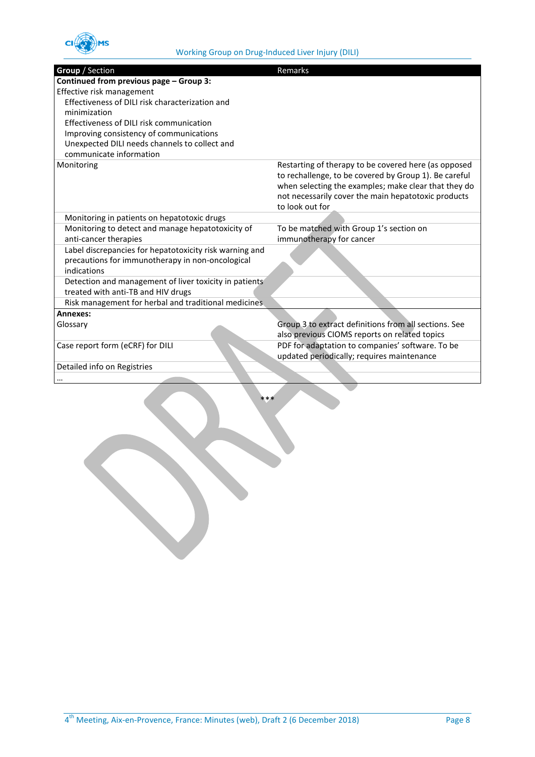| **Group** / Section | Remarks |
|---|---|
| **Continued from previous page – Group 3:** | |
| Effective risk management | |
| Effectiveness of DILI risk characterization and minimization | |
| Effectiveness of DILI risk communication | |
| Improving consistency of communications | |
| Unexpected DILI needs channels to collect and communicate information | |
| Monitoring | Restarting of therapy to be covered here (as opposed to rechallenge, to be covered by Group 1). Be careful when selecting the examples; make clear that they do not necessarily cover the main hepatotoxic products to look out for |
| Monitoring in patients on hepatotoxic drugs | |
| Monitoring to detect and manage hepatotoxicity of anti-cancer therapies | To be matched with Group 1's section on immunotherapy for cancer |
| Label discrepancies for hepatotoxicity risk warning and precautions for immunotherapy in non-oncological indications | |
| Detection and management of liver toxicity in patients treated with anti-TB and HIV drugs | |
| Risk management for herbal and traditional medicines | |
| **Annexes:** | |
| Glossary | Group 3 to extract definitions from all sections. See also previous CIOMS reports on related topics |
| Case report form (eCRF) for DILI | PDF for adaptation to companies' software. To be updated periodically; requires maintenance |
| Detailed info on Registries | |
| … | |

***